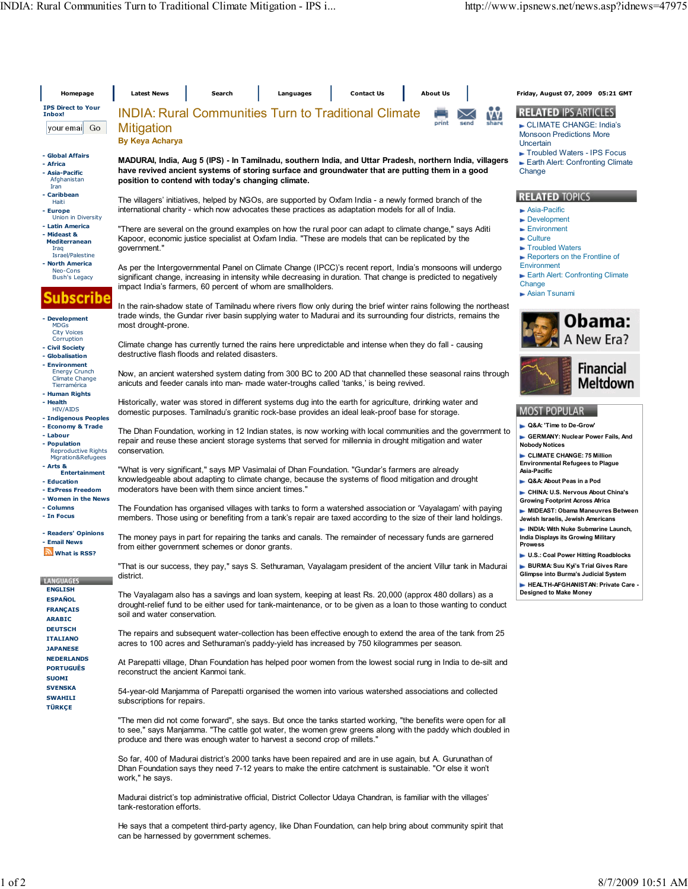# INDIA: Rural Communities Turn to Traditional Climate Mitigation

**By Keya Acharya**

**MADURAI, India, Aug 5 (IPS) - In Tamilnadu, southern India, and Uttar Pradesh, northern India, villagers have revived ancient systems of storing surface and groundwater that are putting them in a good position to contend with today's changing climate.**

The villagers' initiatives, helped by NGOs, are supported by Oxfam India - a newly formed branch of the international charity - which now advocates these practices as adaptation models for all of India.

"There are several on the ground examples on how the rural poor can adapt to climate change," says Aditi Kapoor, economic justice specialist at Oxfam India. "These are models that can be replicated by the government."

As per the Intergovernmental Panel on Climate Change (IPCC)'s recent report, India's monsoons will undergo significant change, increasing in intensity while decreasing in duration. That change is predicted to negatively impact India's farmers, 60 percent of whom are smallholders.

In the rain-shadow state of Tamilnadu where rivers flow only during the brief winter rains following the northeast trade winds, the Gundar river basin supplying water to Madurai and its surrounding four districts, remains the most drought-prone.

Climate change has currently turned the rains here unpredictable and intense when they do fall - causing destructive flash floods and related disasters.

Now, an ancient watershed system dating from 300 BC to 200 AD that channelled these seasonal rains through anicuts and feeder canals into man- made water-troughs called 'tanks,' is being revived.

Historically, water was stored in different systems dug into the earth for agriculture, drinking water and domestic purposes. Tamilnadu's granitic rock-base provides an ideal leak-proof base for storage.

The Dhan Foundation, working in 12 Indian states, is now working with local communities and the government to repair and reuse these ancient storage systems that served for millennia in drought mitigation and water conservation.

"What is very significant," says MP Vasimalai of Dhan Foundation. "Gundar's farmers are already knowledgeable about adapting to climate change, because the systems of flood mitigation and drought moderators have been with them since ancient times."

The Foundation has organised villages with tanks to form a watershed association or 'Vayalagam' with paying members. Those using or benefiting from a tank's repair are taxed according to the size of their land holdings.

The money pays in part for repairing the tanks and canals. The remainder of necessary funds are garnered from either government schemes or donor grants.

"That is our success, they pay," says S. Sethuraman, Vayalagam president of the ancient Villur tank in Madurai district.

The Vayalagam also has a savings and loan system, keeping at least Rs. 20,000 (approx 480 dollars) as a drought-relief fund to be either used for tank-maintenance, or to be given as a loan to those wanting to conduct soil and water conservation.

The repairs and subsequent water-collection has been effective enough to extend the area of the tank from 25 acres to 100 acres and Sethuraman's paddy-yield has increased by 750 kilogrammes per season.

At Parepatti village, Dhan Foundation has helped poor women from the lowest social rung in India to de-silt and reconstruct the ancient Kanmoi tank.

54-year-old Manjamma of Parepatti organised the women into various watershed associations and collected subscriptions for repairs.

"The men did not come forward", she says. But once the tanks started working, "the benefits were open for all to see," says Manjamma. "The cattle got water, the women grew greens along with the paddy which doubled in produce and there was enough water to harvest a second crop of millets."

So far, 400 of Madurai district's 2000 tanks have been repaired and are in use again, but A. Gurunathan of Dhan Foundation says they need 7-12 years to make the entire catchment is sustainable. "Or else it won't work," he says.

Madurai district's top administrative official, District Collector Udaya Chandran, is familiar with the villages' tank-restoration efforts.

He says that a competent third-party agency, like Dhan Foundation, can help bring about community spirit that can be harnessed by government schemes.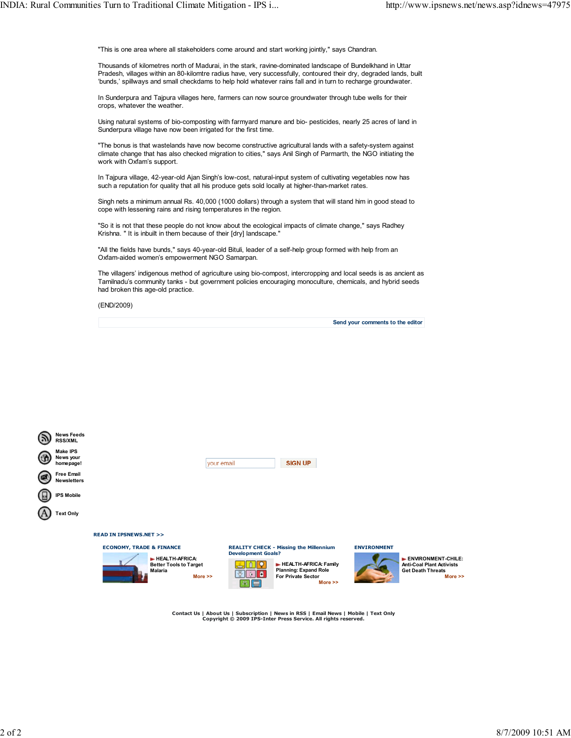"This is one area where all stakeholders come around and start working jointly," says Chandran.

Thousands of kilometres north of Madurai, in the stark, ravine-dominated landscape of Bundelkhand in Uttar Pradesh, villages within an 80-kilomtre radius have, very successfully, contoured their dry, degraded lands, built 'bunds,' spillways and small checkdams to help hold whatever rains fall and in turn to recharge groundwater.

In Sunderpura and Tajpura villages here, farmers can now source groundwater through tube wells for their crops, whatever the weather.

Using natural systems of bio-composting with farmyard manure and bio- pesticides, nearly 25 acres of land in Sunderpura village have now been irrigated for the first time.

"The bonus is that wastelands have now become constructive agricultural lands with a safety-system against climate change that has also checked migration to cities," says Anil Singh of Parmarth, the NGO initiating the work with Oxfam's support.

In Tajpura village, 42-year-old Ajan Singh's low-cost, natural-input system of cultivating vegetables now has such a reputation for quality that all his produce gets sold locally at higher-than-market rates.

Singh nets a minimum annual Rs. 40,000 (1000 dollars) through a system that will stand him in good stead to cope with lessening rains and rising temperatures in the region.

"So it is not that these people do not know about the ecological impacts of climate change," says Radhey Krishna. " It is inbuilt in them because of their [dry] landscape."

"All the fields have bunds," says 40-year-old Bituli, leader of a self-help group formed with help from an Oxfam-aided women's empowerment NGO Samarpan.

The villagers' indigenous method of agriculture using bio-compost, intercropping and local seeds is as ancient as Tamilnadu's community tanks - but government policies encouraging monoculture, chemicals, and hybrid seeds had broken this age-old practice.

(END/2009)

Send your comments to the editor

News Feeds RSS/XML

Make IPS News your homepage!

Free Email Newsletters

IPS Mobile

Text Only

your email SIGN UP

READ IN IPSNEWS.NET >>

**ECONOMY, TRADE & FINANCE**

HEALTH-AFRICA: Better Tools to Target Malaria

More >>

**REALITY CHECK - Missing the Millennium Development Goals?**

HEALTH-AFRICA: Family Planning: Expand Role For Private Sector

More >>

**ENVIRONMENT**

ENVIRONMENT-CHILE: Anti-Coal Plant Activists Get Death Threats

More >>

Contact Us | About Us | Subscription | News in RSS | Email News | Mobile | Text Only
Copyright © 2009 IPS-Inter Press Service. All rights reserved.